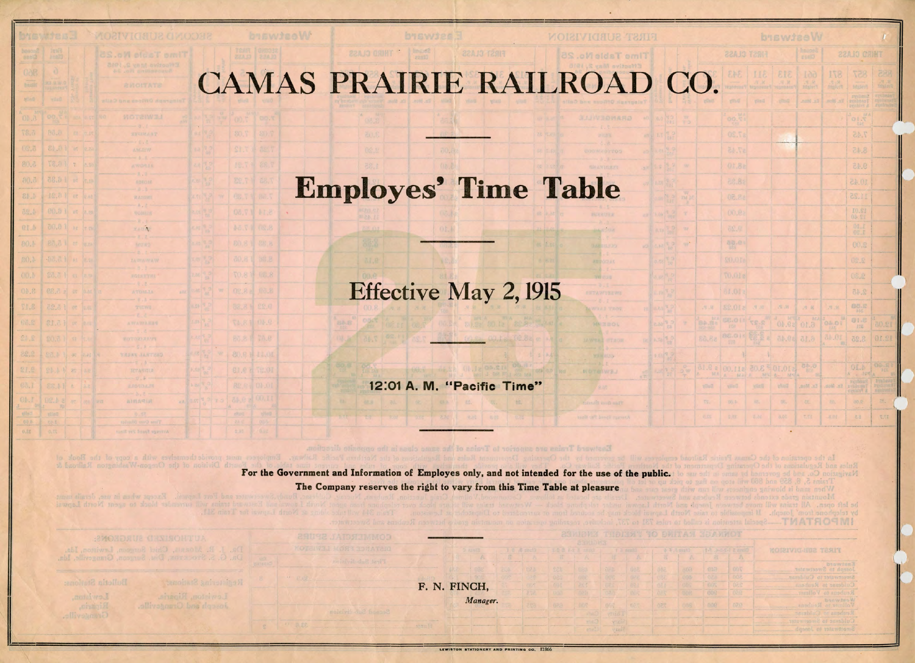# CAMAS PRAIRIE RAILROAD CO.

---

## Employes' Time Table

---

### Effective May 2, 1915

---

**12:01 A. M. "Pacific Time"**

**For the Government and Information of Employes only, and not intended for the use of the public.**

**The Company reserves the right to vary from this Time Table at pleasure**

---

F. N. FINCH,

*Manager.*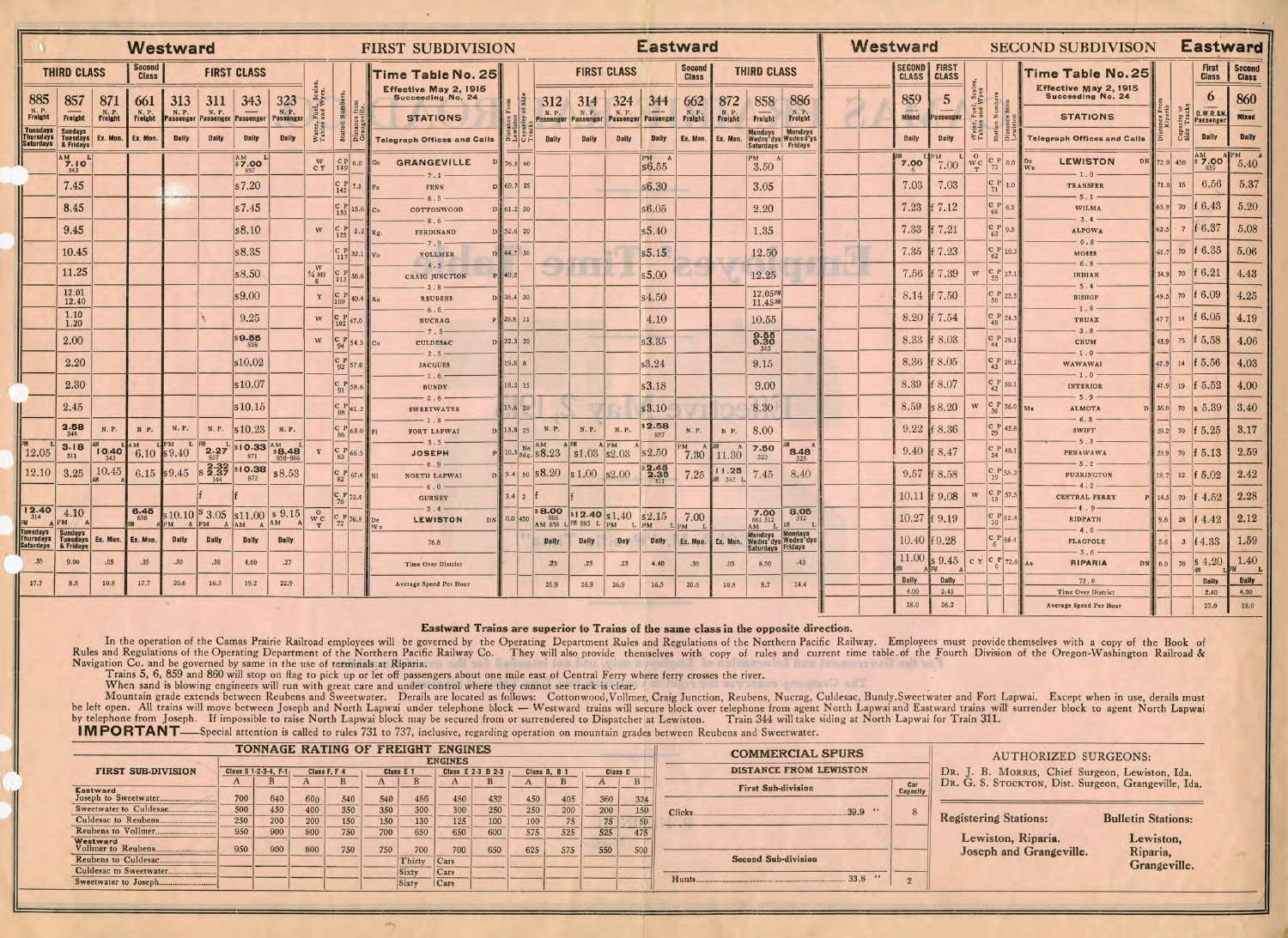# Westward — FIRST SUBDIVISION — Eastward

**Time Table No. 25**
Effective May 2, 1915
Succeeding No. 24

| THIRD CLASS | | | Second Class | FIRST CLASS | | | | | | | | | | | FIRST CLASS | | | | Second Class | THIRD CLASS | | |
|---|---|---|---|---|---|---|---|---|---|---|---|---|---|---|---|---|---|---|---|---|---|---|
| 885 N.P. Freight | 857 Freight | 871 N.P. Freight | 661 N.P. Freight | 313 N.P. Passenger | 311 N.P. Passenger | 343 Passenger | 323 N.P. Passenger | Water, Fuel, Scales, Tables and Wyes | Station Numbers | Distance from Grangeville | STATIONS — Telegraph Offices and Calls | Distance From Lewiston | Capacity of Side Tracks | 312 N.P. Passenger | 314 N.P. Passenger | 324 N.P. Passenger | 344 Passenger | 662 N.P. Freight | 872 N.P. Freight | 858 Freight | 886 N.P. Freight |
| Tuesdays Thursdays Saturdays | Sundays Tuesdays & Fridays | Ex. Mon. | Ex. Mon. | Daily | Daily | Daily | Daily | | | | | | | Daily | Daily | Daily | Daily | Ex. Mon. | Ex. Mon. | Mondays Wedns'dys Saturdays | Mondays Wedns'dys Fridays |
| | AM L 7.10 (343) | | | | | AM L s7.00 (857) | | W C Y | C P 149 | 0.0 | Ge GRANGEVILLE D | 76.8 | 60 | | | | PM A s6.55 | | | PM A 3.50 | |
| | | | | | | | | | | | 7.1 | | | | | | | | | | |
| | 7.45 | | | | | s7.20 | | | C P 142 | 7.1 | Fn FENN D | 69.7 | 35 | | | | s6.30 | | | 3.05 | |
| | | | | | | | | | | | 8.5 | | | | | | | | | | |
| | 8.45 | | | | | s7.45 | | | C P 133 | 15.6 | Co COTTONWOOD D | 61.2 | 50 | | | | s6.05 | | | 2.20 | |
| | | | | | | | | | | | 8.6 | | | | | | | | | | |
| | 9.45 | | | | | s8.10 | | W | C P 125 | 24.2 | Rg. FERDINAND D | 52.6 | 20 | | | | s5.40 | | | 1.35 | |
| | | | | | | | | | | | 7.9 | | | | | | | | | | |
| | 10.45 | | | | | s8.35 | | | C P 117 | 32.1 | Vo VOLLMER D | 44.7 | 30 | | | | s5.15 | | | 12.50 | |
| | | | | | | | | | | | 4.5 | | | | | | | | | | |
| | 11.25 | | | | | s8.50 | | W ¾ MI E | C P 113 | 36.6 | CRAIG JUNCTION P | 40.2 | | | | | s5.00 | | | 12.25 | |
| | | | | | | | | | | | 3.8 | | | | | | | | | | |
| | 12.01 / 12.40 | | | | | s9.00 | | Y | C P 109 | 40.4 | Ru REUBENS D | 36.4 | 30 | | | | s4.50 | | | 12.05PM / 11.45AM | |
| | | | | | | | | | | | 6.6 | | | | | | | | | | |
| | 1.10 / 1.20 | | | | | 9.25 | | W | C P 102 | 47.0 | NUCRAG P | 29.8 | 11 | | | | 4.10 | | | 10.55 | |
| | | | | | | | | | | | 7.5 | | | | | | | | | | |
| | 2.00 | | | | | s9.55 (858) | | W | C P 94 | 54.5 | Cu CULDESAC D | 22.3 | 20 | | | | s3.35 | | | 9.55 / 9.30 (343) | |
| | | | | | | | | | | | 2.5 | | | | | | | | | | |
| | 2.20 | | | | | s10.02 | | | C P 92 | 57.0 | JACQUES | 19.8 | 8 | | | | s3.24 | | | 9.15 | |
| | | | | | | | | | | | 1.6 | | | | | | | | | | |
| | 2.30 | | | | | s10.07 | | | C P 91 | 58.6 | BUNDY | 18.2 | 15 | | | | s3.18 | | | 9.00 | |
| | | | | | | | | | | | 2.6 | | | | | | | | | | |
| | 2.45 | | | | | s10.15 | | | C P 88 | 61.2 | SWEETWATER | 15.6 | 20 | | | | s3.10 | | | 8.30 | |
| | | | | | | | | | | | 1.8 | | | | | | | | | | |
| | 2.58 (344) | N. P. | N P. | N. P. | N. P. | s10.23 | N. P. | | C P 86 | 63.0 | Fl FORT LAPWAI D | 13.8 | 25 | N. P. | N. P. | N. P. | s2.58 (857) | N. P. | N P. | 8.00 | |
| | | | | | | | | | | | 3.5 | | | | | | | | | | |
| PM L 12.05 | 3.18 (311) | AM 10.40 (343) | AM L 6.10 | PM L s9.40 | PM L 2.27 (857) | s10.33 (871) | AM L s8.48 (858-886) | Y | C P 83 | 66.5 | JOSEPH P | 10.3 | Ne 84s | AM A s8.23 | PM A s1.03 | PM A s2.08 | s2.50 | PM A 7.30 | AM A 11.30 | 7.50 (323) | AM A 8.48 (323) |
| | | | | | | | | | | | 0.9 | | | | | | | | | | |
| 12.10 | 3.25 | 10.45 AM A | 6.15 | s9.45 | s 2.32 / 2.37 (344) | s10.38 (872) | s8.53 | | C P 82 | 67.4 | Nl NORTH LAPWAI D | 9.4 | 50 | s8.20 | s1.00 | s2.00 | s2.45 / 2.35 (311) | 7.25 | 11.25 AM 343 L | 7.45 | 8.40 |
| | | | | | | | | | | | 6.0 | | | | | | | | | | |
| | | | | f | f | | | | C P 76 | 73.4 | GURNEY | 3.4 | 2 | f | f | | | | | | |
| | | | | | | | | | | | 3.4 | | | | | | | | | | |
| 12.40 (314) PM A | 4.10 PM A | | 6.45 (858) AM A | s10.10 PM A | s3.05 PM A | s11.00 AM A | s 9.15 AM A | W C T | C P 72 | 76.8 | De Wn LEWISTON DN | 0.0 | 450 | s8.00 (886) AM 858 L | s12.40 PM 885 L | s1.40 PM L | s2.15 PM L | 7.00 PM L | | 7.00 (661 312) AM L | 8.05 (312) AM L |
| Tuesdays Thursdays Saturdays | Sundays Tuesdays & Fridays | Ex. Mon. | Ex. Mon. | Daily | Daily | Daily | Daily | | | | 76.8 | | | Daily | Daily | Day | Daily | Ex. Mon. | Ex. Mon. | Mondays Wedns'dys Saturdays | Mondays Wedns'dys Fridays |
| .35 | 9.00 | .05 | .35 | .30 | .38 | 4.00 | .27 | | | | Time Over District | | | .23 | .23 | .23 | 4.40 | .30 | .05 | 8.50 | .43 |
| 17.7 | 8.5 | 10.8 | 17.7 | 20.6 | 16.3 | 19.2 | 22.9 | | | | Average Speed Per Hour | | | 26.9 | 26.9 | 26.9 | 16.5 | 20.6 | 10.8 | 8.7 | 14.4 |

# Westward — SECOND SUBDIVISON — Eastward

**Time Table No. 25**
Effective May 2, 1915
Succeeding No. 24

| SECOND CLASS | FIRST CLASS | | | | | | | First Class | Second Class |
|---|---|---|---|---|---|---|---|---|---|
| 859 Mixed | 5 Passenger | Water, Fuel, Scales, Tables and Wyes | Station Numbers | Distance from Lewiston | STATIONS — Telegraph Offices and Calls | Distance From Riparia | Capacity of Side Tracks | 6 O.W.R.&N. Passenger | 860 Mixed |
| Daily | Daily | | | | | | | Daily | Daily |
| AM L 7.00 (6) | PM L 7.00 | W C T | C P 72 | 0.0 | De Wn LEWISTON DN | 72.0 | 450 | AM A s7.00 (859) | PM A 5.40 |
| | | | | | 1.0 | | | | |
| 7.03 | 7.03 | | C P 71 | 1.0 | TRANSFER | 71.0 | 15 | 6.56 | 5.37 |
| | | | | | 5.1 | | | | |
| 7.23 | f 7.12 | | C P 66 | 6.1 | WILMA | 65.9 | 70 | f 6.43 | 5.20 |
| | | | | | 3.4 | | | | |
| 7.33 | f 7.21 | | C P 63 | 9.5 | ALPOWA | 62.5 | 7 | f 6.37 | 5.08 |
| | | | | | 0.8 | | | | |
| 7.35 | f 7.23 | | C P 62 | 10.3 | MOSES | 61.7 | 70 | f 6.35 | 5.06 |
| | | | | | 6.8 | | | | |
| 7.56 | f 7.39 | W | C P 55 | 17.1 | INDIAN | 54.9 | 70 | f 6.21 | 4.43 |
| | | | | | 5.4 | | | | |
| 8.14 | f 7.50 | | C P 50 | 22.5 | BISHOP | 49.5 | 70 | f 6.09 | 4.25 |
| | | | | | 1.8 | | | | |
| 8.20 | f 7.54 | | C P 48 | 24.3 | TRUAX | 47.7 | 14 | f 6.05 | 4.19 |
| | | | | | 3.8 | | | | |
| 8.33 | f 8.03 | | C P 44 | 28.1 | CRUM | 43.9 | 75 | f 5.58 | 4.06 |
| | | | | | 1.0 | | | | |
| 8.36 | f 8.05 | | C P 43 | 29.1 | WAWAWAI | 42.9 | 14 | f 5.56 | 4.03 |
| | | | | | 1.0 | | | | |
| 8.39 | f 8.07 | | C P 42 | 30.1 | INTERIOR | 41.9 | 19 | f 5.52 | 4.00 |
| | | | | | 5.9 | | | | |
| 8.59 | s 8.20 | W | C P 36 | 36.0 | Ma ALMOTA D | 36.0 | 70 | s 5.39 | 3.40 |
| | | | | | 6.8 | | | | |
| 9.22 | f 8.36 | | C P 29 | 42.8 | SWIFT | 29.2 | 70 | f 5.25 | 3.17 |
| | | | | | 5.3 | | | | |
| 9.40 | f 8.47 | | C P 24 | 48.1 | PENAWAWA | 23.9 | 70 | f 5.13 | 2.59 |
| | | | | | 5.2 | | | | |
| 9.57 | f 8.58 | | C P 19 | 53.3 | PUXRINGTON | 18.7 | 12 | f 5.02 | 2.42 |
| | | | | | 4.2 | | | | |
| 10.11 | f 9.08 | W | C P 15 | 57.5 | CENTRAL FERRY P | 14.5 | 70 | f 4.52 | 2.28 |
| | | | | | 4.9 | | | | |
| 10.27 | f 9.19 | | C P 10 | 62.4 | RIDPATH | 9.6 | 28 | f 4.42 | 2.12 |
| | | | | | 4.0 | | | | |
| 10.40 | f 9.28 | | C P 6 | 66.4 | FLAGPOLE | 5.6 | 3 | f 4.33 | 1.59 |
| | | | | | 5.6 | | | | |
| 11.00 AM A | s 9.45 PM A | C Y | C P 0 | 72.0 | Ax RIPARIA DN | 0.0 | 70 | s 4.20 AM L | 1.40 PM L |
| Daily | Daily | | | | 72.0 | | | Daily | Daily |
| 4.00 | 2.45 | | | | Time Over District | | | 2.40 | 4.00 |
| 18.0 | 26.2 | | | | Average Speed Per Hour | | | 27.0 | 18.0 |

**Eastward Trains are superior to Trains of the same class in the opposite direction.**

In the operation of the Camas Prairie Railroad employees will be governed by the Operating Department Rules and Regulations of the Northern Pacific Railway. Employees must provide themselves with a copy of the Book of Rules and Regulations of the Operating Department of the Northern Pacific Railway Co. They will also provide themselves with copy of rules and current time table of the Fourth Division of the Oregon-Washington Railroad & Navigation Co. and be governed by same in the use of terminals at Riparia.

Trains 5, 6, 859 and 860 will stop on flag to pick up or let off passengers about one mile east of Central Ferry where ferry crosses the river.

When sand is blowing engineers will run with great care and under control where they cannot see track is clear.

Mountain grade extends between Reubens and Sweetwater. Derails are located as follows: Cottonwood, Vollmer, Craig Junction, Reubens, Nucrag, Culdesac, Bundy, Sweetwater and Fort Lapwai. Except when in use, derails must be left open. All trains will move between Joseph and North Lapwai under telephone block — Westward trains will secure block over telephone from agent North Lapwai and Eastward trains will surrender block to agent North Lapwai by telephone from Joseph. If impossible to raise North Lapwai block may be secured from or surrendered to Dispatcher at Lewiston. Train 344 will take siding at North Lapwai for Train 311.

**IMPORTANT**—Special attention is called to rules 731 to 737, inclusive, regarding operation on mountain grades between Reubens and Sweetwater.

## TONNAGE RATING OF FREIGHT ENGINES

| FIRST SUB-DIVISION | Class S 1-2-3-4, F-1 | | Class F, F 4 | | Class E 1 | | Class E 2-3 D 2-3 | | Class B, B 1 | | Class C | |
|---|---|---|---|---|---|---|---|---|---|---|---|---|
| | A | B | A | B | A | B | A | B | A | B | A | B |
| **Eastward** | | | | | | | | | | | | |
| Joseph to Sweetwater | 700 | 640 | 600 | 540 | 540 | 486 | 480 | 432 | 450 | 405 | 360 | 324 |
| Sweetwater to Culdesac | 500 | 450 | 400 | 350 | 350 | 300 | 300 | 250 | 250 | 200 | 200 | 150 |
| Culdesac to Reubens | 250 | 200 | 200 | 150 | 150 | 130 | 125 | 100 | 100 | 75 | 75 | 50 |
| Reubens to Vollmer | 950 | 900 | 800 | 750 | 700 | 650 | 650 | 600 | 575 | 525 | 525 | 475 |
| **Westward** | | | | | | | | | | | | |
| Vollmer to Reubens | 950 | 900 | 800 | 750 | 750 | 700 | 700 | 650 | 625 | 575 | 550 | 500 |
| Reubens to Culdesac | | | | | | Thirty | Cars | | | | | |
| Culdesac to Sweetwater | | | | | | Sixty | Cars | | | | | |
| Sweetwater to Joseph | | | | | | Sixty | Cars | | | | | |

## COMMERCIAL SPURS

| DISTANCE FROM LEWISTON | Car Capacity |
|---|---|
| **First Sub-division** | |
| Clicks .......... 39.9 " | 8 |
| **Second Sub-division** | |
| Hunts .......... 33.8 " | 2 |

## AUTHORIZED SURGEONS:

DR. J. B. MORRIS, Chief Surgeon, Lewiston, Ida.
DR. G. S. STOCKTON, Dist. Surgeon, Grangeville, Ida.

**Registering Stations:**
Lewiston, Riparia.
Joseph and Grangeville.

**Bulletin Stations:**
Lewiston,
Riparia,
Grangeville.